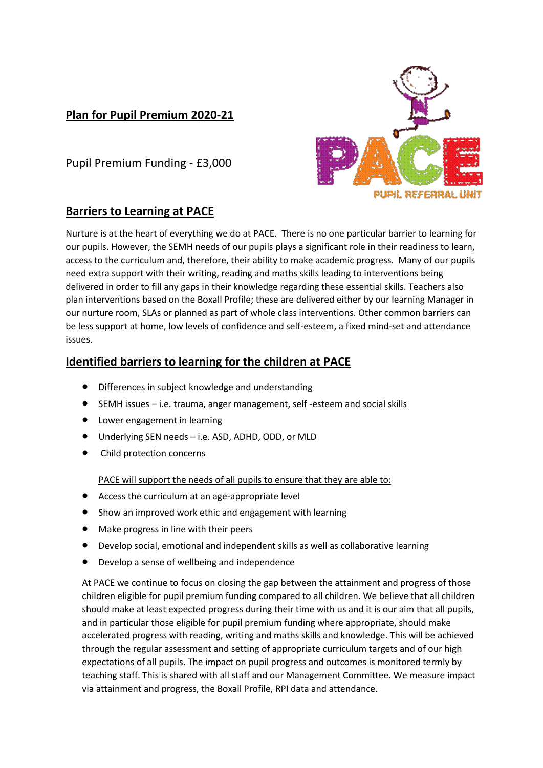# Plan for Pupil Premium 2020-21

Pupil Premium Funding - £3,000

## Barriers to Learning at PACE

Nurture is at the heart of everything we do at PACE. There is no one particular barrier to learning for our pupils. However, the SEMH needs of our pupils plays a significant role in their readiness to learn, access to the curriculum and, therefore, their ability to make academic progress. Many of our pupils need extra support with their writing, reading and maths skills leading to interventions being delivered in order to fill any gaps in their knowledge regarding these essential skills. Teachers also plan interventions based on the Boxall Profile; these are delivered either by our learning Manager in our nurture room, SLAs or planned as part of whole class interventions. Other common barriers can be less support at home, low levels of confidence and self-esteem, a fixed mind-set and attendance issues.

## Identified barriers to learning for the children at PACE

- Differences in subject knowledge and understanding
- SEMH issues – i.e. trauma, anger management, self -esteem and social skills
- Lower engagement in learning
- Underlying SEN needs – i.e. ASD, ADHD, ODD, or MLD
- Child protection concerns

PACE will support the needs of all pupils to ensure that they are able to:

- Access the curriculum at an age-appropriate level
- Show an improved work ethic and engagement with learning
- Make progress in line with their peers
- Develop social, emotional and independent skills as well as collaborative learning
- Develop a sense of wellbeing and independence

At PACE we continue to focus on closing the gap between the attainment and progress of those children eligible for pupil premium funding compared to all children. We believe that all children should make at least expected progress during their time with us and it is our aim that all pupils, and in particular those eligible for pupil premium funding where appropriate, should make accelerated progress with reading, writing and maths skills and knowledge. This will be achieved through the regular assessment and setting of appropriate curriculum targets and of our high expectations of all pupils. The impact on pupil progress and outcomes is monitored termly by teaching staff. This is shared with all staff and our Management Committee. We measure impact via attainment and progress, the Boxall Profile, RPI data and attendance.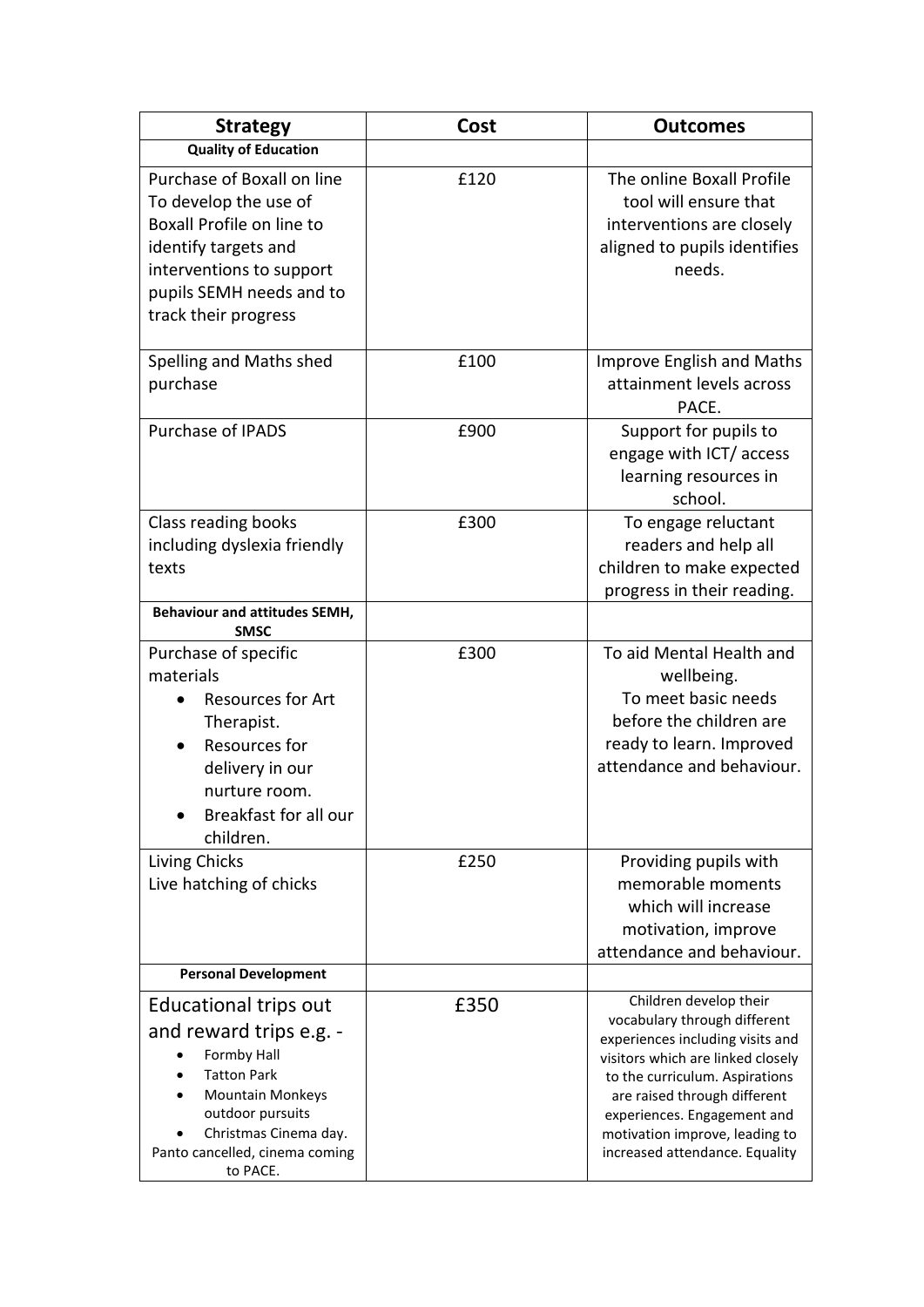| Strategy | Cost | Outcomes |
|---|---|---|
| **Quality of Education** | | |
| Purchase of Boxall on line To develop the use of Boxall Profile on line to identify targets and interventions to support pupils SEMH needs and to track their progress | £120 | The online Boxall Profile tool will ensure that interventions are closely aligned to pupils identifies needs. |
| Spelling and Maths shed purchase | £100 | Improve English and Maths attainment levels across PACE. |
| Purchase of IPADS | £900 | Support for pupils to engage with ICT/ access learning resources in school. |
| Class reading books including dyslexia friendly texts | £300 | To engage reluctant readers and help all children to make expected progress in their reading. |
| **Behaviour and attitudes SEMH, SMSC** | | |
| Purchase of specific materials<br>• Resources for Art Therapist.<br>• Resources for delivery in our nurture room.<br>• Breakfast for all our children. | £300 | To aid Mental Health and wellbeing.<br>To meet basic needs before the children are ready to learn. Improved attendance and behaviour. |
| Living Chicks<br>Live hatching of chicks | £250 | Providing pupils with memorable moments which will increase motivation, improve attendance and behaviour. |
| **Personal Development** | | |
| Educational trips out and reward trips e.g. -<br>• Formby Hall<br>• Tatton Park<br>• Mountain Monkeys outdoor pursuits<br>• Christmas Cinema day.<br>Panto cancelled, cinema coming to PACE. | £350 | Children develop their vocabulary through different experiences including visits and visitors which are linked closely to the curriculum. Aspirations are raised through different experiences. Engagement and motivation improve, leading to increased attendance. Equality |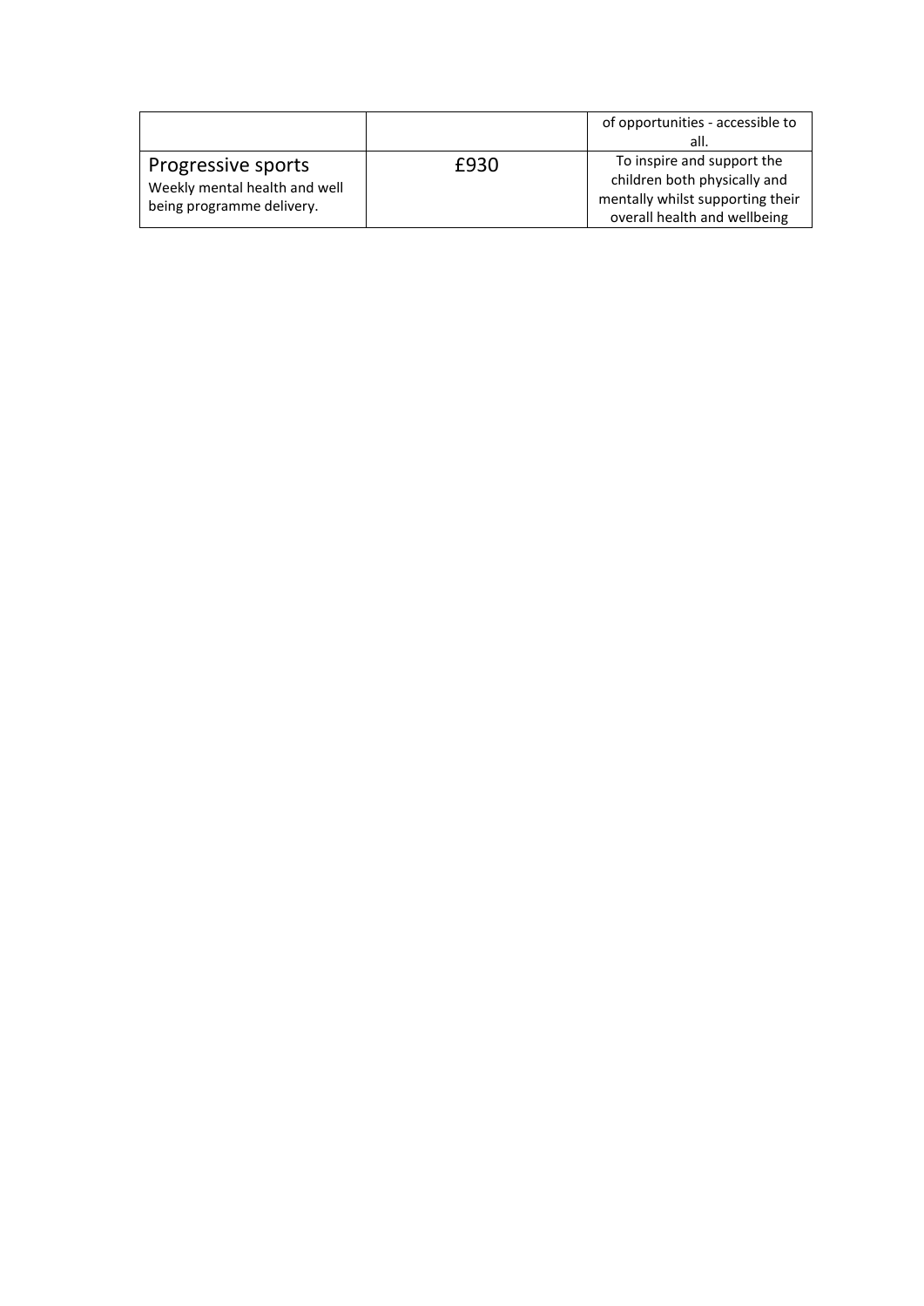| | | |
|---|---|---|
| | | of opportunities - accessible to all. |
| Progressive sports<br>Weekly mental health and well being programme delivery. | £930 | To inspire and support the children both physically and mentally whilst supporting their overall health and wellbeing |